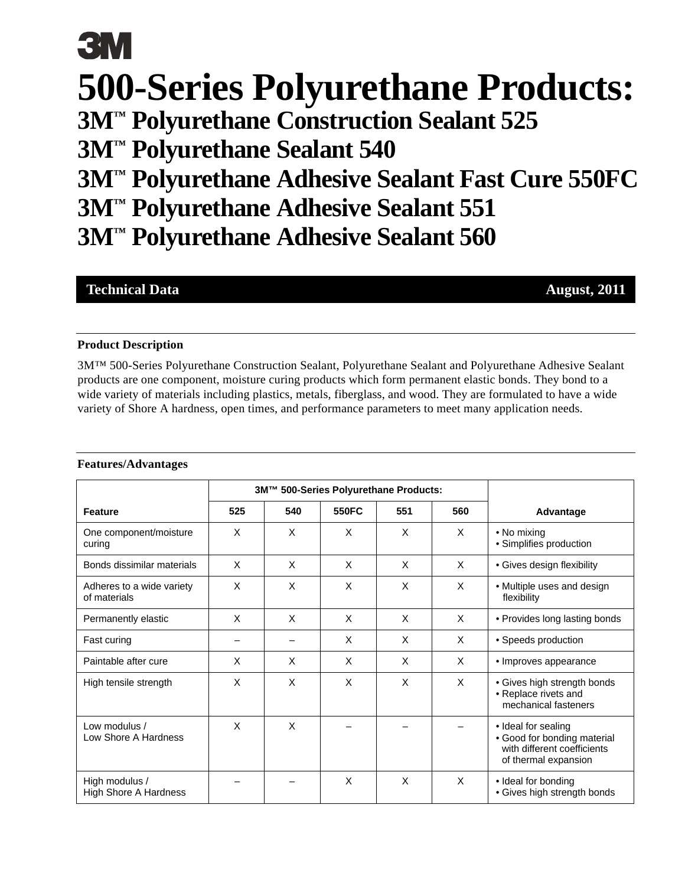3M

# 500-Series Polyurethane Products:

## 3M™ Polyurethane Construction Sealant 525
## 3M™ Polyurethane Sealant 540
## 3M™ Polyurethane Adhesive Sealant Fast Cure 550FC
## 3M™ Polyurethane Adhesive Sealant 551
## 3M™ Polyurethane Adhesive Sealant 560

**Technical Data** **August, 2011**

### Product Description

3M™ 500-Series Polyurethane Construction Sealant, Polyurethane Sealant and Polyurethane Adhesive Sealant products are one component, moisture curing products which form permanent elastic bonds. They bond to a wide variety of materials including plastics, metals, fiberglass, and wood. They are formulated to have a wide variety of Shore A hardness, open times, and performance parameters to meet many application needs.

### Features/Advantages

| | 3M™ 500-Series Polyurethane Products: | | | | | |
|---|---|---|---|---|---|---|
| **Feature** | **525** | **540** | **550FC** | **551** | **560** | **Advantage** |
| One component/moisture curing | X | X | X | X | X | • No mixing<br>• Simplifies production |
| Bonds dissimilar materials | X | X | X | X | X | • Gives design flexibility |
| Adheres to a wide variety of materials | X | X | X | X | X | • Multiple uses and design flexibility |
| Permanently elastic | X | X | X | X | X | • Provides long lasting bonds |
| Fast curing | – | – | X | X | X | • Speeds production |
| Paintable after cure | X | X | X | X | X | • Improves appearance |
| High tensile strength | X | X | X | X | X | • Gives high strength bonds<br>• Replace rivets and mechanical fasteners |
| Low modulus / Low Shore A Hardness | X | X | – | – | – | • Ideal for sealing<br>• Good for bonding material with different coefficients of thermal expansion |
| High modulus / High Shore A Hardness | – | – | X | X | X | • Ideal for bonding<br>• Gives high strength bonds |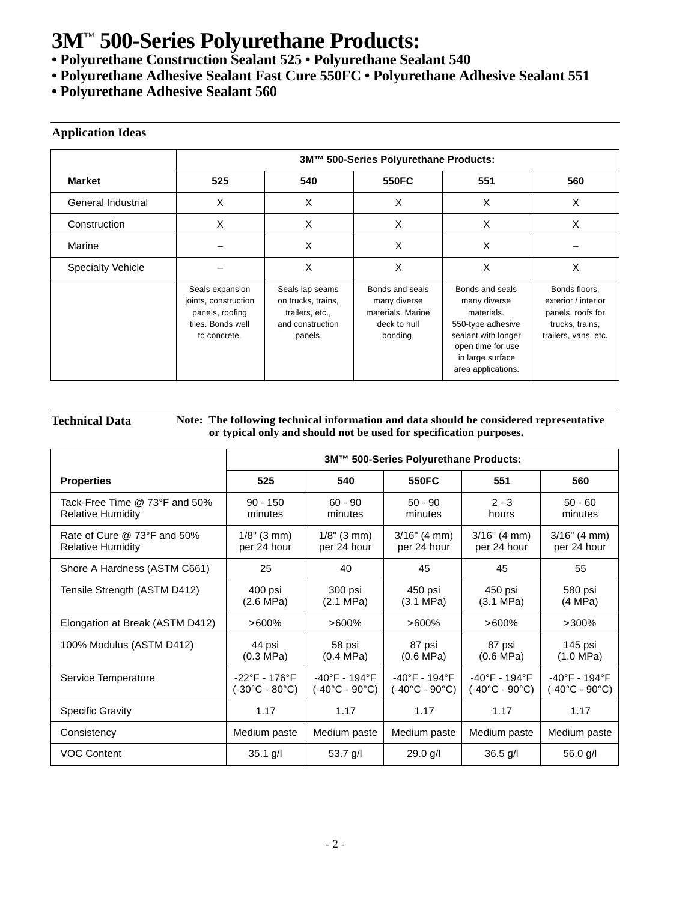# 3M™ 500-Series Polyurethane Products:

**• Polyurethane Construction Sealant 525 • Polyurethane Sealant 540**
**• Polyurethane Adhesive Sealant Fast Cure 550FC • Polyurethane Adhesive Sealant 551**
**• Polyurethane Adhesive Sealant 560**

## Application Ideas

| | 3M™ 500-Series Polyurethane Products: | | | | |
|---|---|---|---|---|---|
| **Market** | **525** | **540** | **550FC** | **551** | **560** |
| General Industrial | X | X | X | X | X |
| Construction | X | X | X | X | X |
| Marine | – | X | X | X | – |
| Specialty Vehicle | – | X | X | X | X |
| | Seals expansion joints, construction panels, roofing tiles. Bonds well to concrete. | Seals lap seams on trucks, trains, trailers, etc., and construction panels. | Bonds and seals many diverse materials. Marine deck to hull bonding. | Bonds and seals many diverse materials. 550-type adhesive sealant with longer open time for use in large surface area applications. | Bonds floors, exterior / interior panels, roofs for trucks, trains, trailers, vans, etc. |

## Technical Data

**Note: The following technical information and data should be considered representative or typical only and should not be used for specification purposes.**

| | 3M™ 500-Series Polyurethane Products: | | | | |
|---|---|---|---|---|---|
| **Properties** | **525** | **540** | **550FC** | **551** | **560** |
| Tack-Free Time @ 73°F and 50% Relative Humidity | 90 - 150 minutes | 60 - 90 minutes | 50 - 90 minutes | 2 - 3 hours | 50 - 60 minutes |
| Rate of Cure @ 73°F and 50% Relative Humidity | 1/8" (3 mm) per 24 hour | 1/8" (3 mm) per 24 hour | 3/16" (4 mm) per 24 hour | 3/16" (4 mm) per 24 hour | 3/16" (4 mm) per 24 hour |
| Shore A Hardness (ASTM C661) | 25 | 40 | 45 | 45 | 55 |
| Tensile Strength (ASTM D412) | 400 psi (2.6 MPa) | 300 psi (2.1 MPa) | 450 psi (3.1 MPa) | 450 psi (3.1 MPa) | 580 psi (4 MPa) |
| Elongation at Break (ASTM D412) | >600% | >600% | >600% | >600% | >300% |
| 100% Modulus (ASTM D412) | 44 psi (0.3 MPa) | 58 psi (0.4 MPa) | 87 psi (0.6 MPa) | 87 psi (0.6 MPa) | 145 psi (1.0 MPa) |
| Service Temperature | -22°F - 176°F (-30°C - 80°C) | -40°F - 194°F (-40°C - 90°C) | -40°F - 194°F (-40°C - 90°C) | -40°F - 194°F (-40°C - 90°C) | -40°F - 194°F (-40°C - 90°C) |
| Specific Gravity | 1.17 | 1.17 | 1.17 | 1.17 | 1.17 |
| Consistency | Medium paste | Medium paste | Medium paste | Medium paste | Medium paste |
| VOC Content | 35.1 g/l | 53.7 g/l | 29.0 g/l | 36.5 g/l | 56.0 g/l |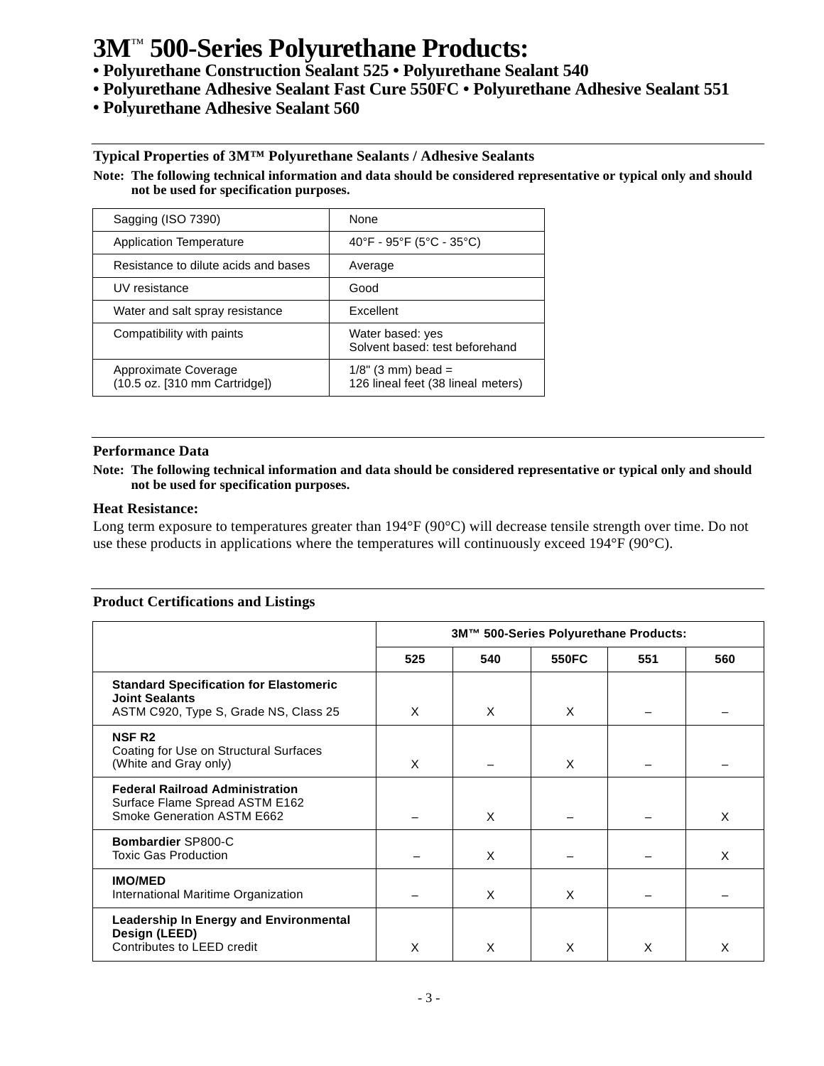# 3M™ 500-Series Polyurethane Products:

**• Polyurethane Construction Sealant 525 • Polyurethane Sealant 540**
**• Polyurethane Adhesive Sealant Fast Cure 550FC • Polyurethane Adhesive Sealant 551**
**• Polyurethane Adhesive Sealant 560**

## Typical Properties of 3M™ Polyurethane Sealants / Adhesive Sealants

**Note: The following technical information and data should be considered representative or typical only and should not be used for specification purposes.**

| Property | Value |
|---|---|
| Sagging (ISO 7390) | None |
| Application Temperature | 40°F - 95°F (5°C - 35°C) |
| Resistance to dilute acids and bases | Average |
| UV resistance | Good |
| Water and salt spray resistance | Excellent |
| Compatibility with paints | Water based: yes<br>Solvent based: test beforehand |
| Approximate Coverage<br>(10.5 oz. [310 mm Cartridge]) | 1/8" (3 mm) bead =<br>126 lineal feet (38 lineal meters) |

## Performance Data

**Note: The following technical information and data should be considered representative or typical only and should not be used for specification purposes.**

### Heat Resistance:

Long term exposure to temperatures greater than 194°F (90°C) will decrease tensile strength over time. Do not use these products in applications where the temperatures will continuously exceed 194°F (90°C).

## Product Certifications and Listings

| | 3M™ 500-Series Polyurethane Products: | | | | |
|---|---|---|---|---|---|
| | 525 | 540 | 550FC | 551 | 560 |
| **Standard Specification for Elastomeric Joint Sealants**<br>ASTM C920, Type S, Grade NS, Class 25 | X | X | X | – | – |
| **NSF R2**<br>Coating for Use on Structural Surfaces<br>(White and Gray only) | X | – | X | – | – |
| **Federal Railroad Administration**<br>Surface Flame Spread ASTM E162<br>Smoke Generation ASTM E662 | – | X | – | – | X |
| **Bombardier** SP800-C<br>Toxic Gas Production | – | X | – | – | X |
| **IMO/MED**<br>International Maritime Organization | – | X | X | – | – |
| **Leadership In Energy and Environmental Design (LEED)**<br>Contributes to LEED credit | X | X | X | X | X |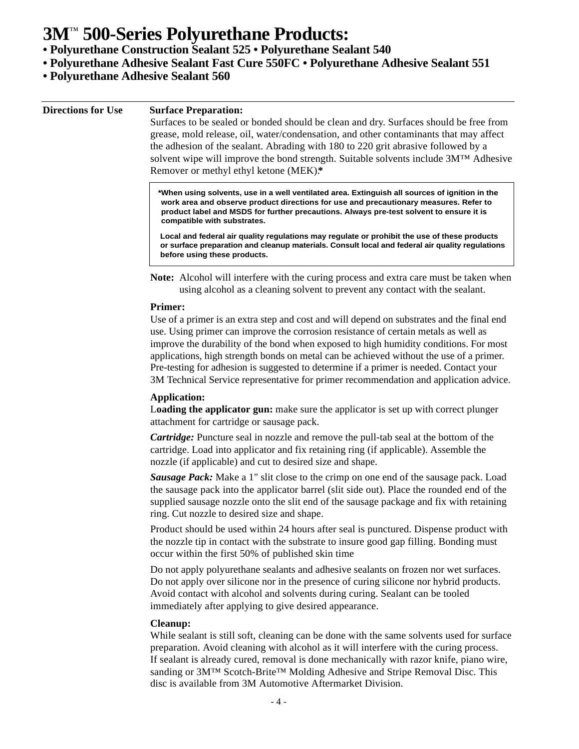# 3M™ 500-Series Polyurethane Products:

**• Polyurethane Construction Sealant 525 • Polyurethane Sealant 540**
**• Polyurethane Adhesive Sealant Fast Cure 550FC • Polyurethane Adhesive Sealant 551**
**• Polyurethane Adhesive Sealant 560**

---

## Directions for Use

**Surface Preparation:**

Surfaces to be sealed or bonded should be clean and dry. Surfaces should be free from grease, mold release, oil, water/condensation, and other contaminants that may affect the adhesion of the sealant. Abrading with 180 to 220 grit abrasive followed by a solvent wipe will improve the bond strength. Suitable solvents include 3M™ Adhesive Remover or methyl ethyl ketone (MEK).*

> ***When using solvents, use in a well ventilated area. Extinguish all sources of ignition in the work area and observe product directions for use and precautionary measures. Refer to product label and MSDS for further precautions. Always pre-test solvent to ensure it is compatible with substrates.**
>
> **Local and federal air quality regulations may regulate or prohibit the use of these products or surface preparation and cleanup materials. Consult local and federal air quality regulations before using these products.**

**Note:** Alcohol will interfere with the curing process and extra care must be taken when using alcohol as a cleaning solvent to prevent any contact with the sealant.

**Primer:**

Use of a primer is an extra step and cost and will depend on substrates and the final end use. Using primer can improve the corrosion resistance of certain metals as well as improve the durability of the bond when exposed to high humidity conditions. For most applications, high strength bonds on metal can be achieved without the use of a primer. Pre-testing for adhesion is suggested to determine if a primer is needed. Contact your 3M Technical Service representative for primer recommendation and application advice.

**Application:**

L**oading the applicator gun:** make sure the applicator is set up with correct plunger attachment for cartridge or sausage pack.

***Cartridge:*** Puncture seal in nozzle and remove the pull-tab seal at the bottom of the cartridge. Load into applicator and fix retaining ring (if applicable). Assemble the nozzle (if applicable) and cut to desired size and shape.

***Sausage Pack:*** Make a 1" slit close to the crimp on one end of the sausage pack. Load the sausage pack into the applicator barrel (slit side out). Place the rounded end of the supplied sausage nozzle onto the slit end of the sausage package and fix with retaining ring. Cut nozzle to desired size and shape.

Product should be used within 24 hours after seal is punctured. Dispense product with the nozzle tip in contact with the substrate to insure good gap filling. Bonding must occur within the first 50% of published skin time

Do not apply polyurethane sealants and adhesive sealants on frozen nor wet surfaces. Do not apply over silicone nor in the presence of curing silicone nor hybrid products. Avoid contact with alcohol and solvents during curing. Sealant can be tooled immediately after applying to give desired appearance.

**Cleanup:**

While sealant is still soft, cleaning can be done with the same solvents used for surface preparation. Avoid cleaning with alcohol as it will interfere with the curing process. If sealant is already cured, removal is done mechanically with razor knife, piano wire, sanding or 3M™ Scotch-Brite™ Molding Adhesive and Stripe Removal Disc. This disc is available from 3M Automotive Aftermarket Division.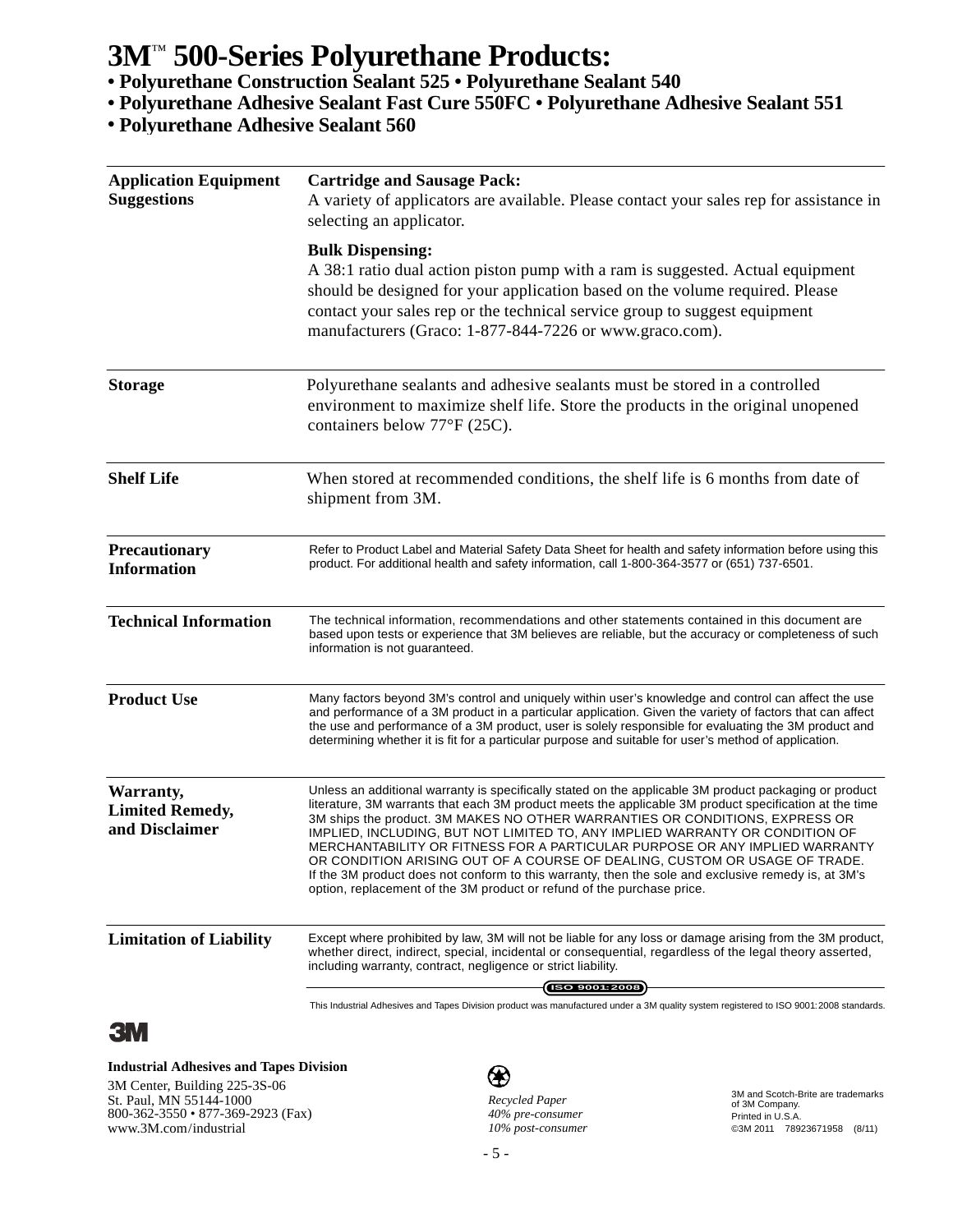# 3M™ 500-Series Polyurethane Products:

**• Polyurethane Construction Sealant 525 • Polyurethane Sealant 540**
**• Polyurethane Adhesive Sealant Fast Cure 550FC • Polyurethane Adhesive Sealant 551**
**• Polyurethane Adhesive Sealant 560**

| | |
|---|---|
| **Application Equipment Suggestions** | **Cartridge and Sausage Pack:** A variety of applicators are available. Please contact your sales rep for assistance in selecting an applicator.<br><br>**Bulk Dispensing:** A 38:1 ratio dual action piston pump with a ram is suggested. Actual equipment should be designed for your application based on the volume required. Please contact your sales rep or the technical service group to suggest equipment manufacturers (Graco: 1-877-844-7226 or www.graco.com). |
| **Storage** | Polyurethane sealants and adhesive sealants must be stored in a controlled environment to maximize shelf life. Store the products in the original unopened containers below 77°F (25C). |
| **Shelf Life** | When stored at recommended conditions, the shelf life is 6 months from date of shipment from 3M. |
| **Precautionary Information** | Refer to Product Label and Material Safety Data Sheet for health and safety information before using this product. For additional health and safety information, call 1-800-364-3577 or (651) 737-6501. |
| **Technical Information** | The technical information, recommendations and other statements contained in this document are based upon tests or experience that 3M believes are reliable, but the accuracy or completeness of such information is not guaranteed. |
| **Product Use** | Many factors beyond 3M's control and uniquely within user's knowledge and control can affect the use and performance of a 3M product in a particular application. Given the variety of factors that can affect the use and performance of a 3M product, user is solely responsible for evaluating the 3M product and determining whether it is fit for a particular purpose and suitable for user's method of application. |
| **Warranty, Limited Remedy, and Disclaimer** | Unless an additional warranty is specifically stated on the applicable 3M product packaging or product literature, 3M warrants that each 3M product meets the applicable 3M product specification at the time 3M ships the product. 3M MAKES NO OTHER WARRANTIES OR CONDITIONS, EXPRESS OR IMPLIED, INCLUDING, BUT NOT LIMITED TO, ANY IMPLIED WARRANTY OR CONDITION OF MERCHANTABILITY OR FITNESS FOR A PARTICULAR PURPOSE OR ANY IMPLIED WARRANTY OR CONDITION ARISING OUT OF A COURSE OF DEALING, CUSTOM OR USAGE OF TRADE. If the 3M product does not conform to this warranty, then the sole and exclusive remedy is, at 3M's option, replacement of the 3M product or refund of the purchase price. |
| **Limitation of Liability** | Except where prohibited by law, 3M will not be liable for any loss or damage arising from the 3M product, whether direct, indirect, special, incidental or consequential, regardless of the legal theory asserted, including warranty, contract, negligence or strict liability. |

ISO 9001:2008

This Industrial Adhesives and Tapes Division product was manufactured under a 3M quality system registered to ISO 9001:2008 standards.

3M

**Industrial Adhesives and Tapes Division**

3M Center, Building 225-3S-06
St. Paul, MN 55144-1000
800-362-3550 • 877-369-2923 (Fax)
www.3M.com/industrial

*Recycled Paper*
*40% pre-consumer*
*10% post-consumer*

3M and Scotch-Brite are trademarks of 3M Company.
Printed in U.S.A.
©3M 2011 78923671958 (8/11)